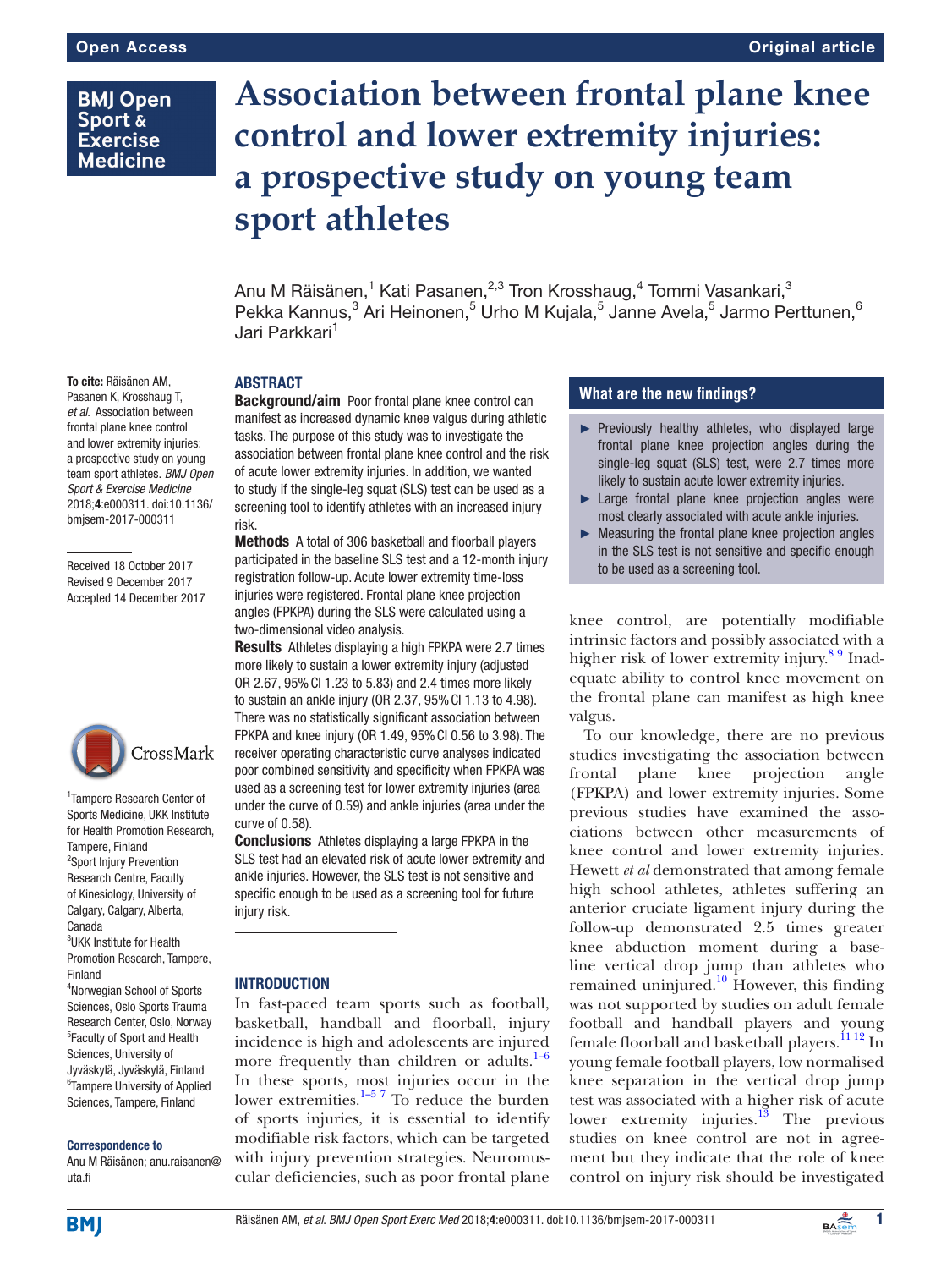Open Access

Original article

# Association between frontal plane knee control and lower extremity injuries: a prospective study on young team sport athletes

Anu M Räisänen,[1] Kati Pasanen,[2,3] Tron Krosshaug,[4] Tommi Vasankari,[3] Pekka Kannus,[3] Ari Heinonen,[5] Urho M Kujala,[5] Janne Avela,[5] Jarmo Perttunen,[6] Jari Parkkari[1]

**To cite:** Räisänen AM, Pasanen K, Krosshaug T, *et al*. Association between frontal plane knee control and lower extremity injuries: a prospective study on young team sport athletes. *BMJ Open Sport & Exercise Medicine* 2018;**4**:e000311. doi:10.1136/bmjsem-2017-000311

Received 18 October 2017
Revised 9 December 2017
Accepted 14 December 2017

[1]Tampere Research Center of Sports Medicine, UKK Institute for Health Promotion Research, Tampere, Finland
[2]Sport Injury Prevention Research Centre, Faculty of Kinesiology, University of Calgary, Calgary, Alberta, Canada
[3]UKK Institute for Health Promotion Research, Tampere, Finland
[4]Norwegian School of Sports Sciences, Oslo Sports Trauma Research Center, Oslo, Norway
[5]Faculty of Sport and Health Sciences, University of Jyväskylä, Jyväskylä, Finland
[6]Tampere University of Applied Sciences, Tampere, Finland

**Correspondence to**
Anu M Räisänen; anu.raisanen@uta.fi

## ABSTRACT

**Background/aim** Poor frontal plane knee control can manifest as increased dynamic knee valgus during athletic tasks. The purpose of this study was to investigate the association between frontal plane knee control and the risk of acute lower extremity injuries. In addition, we wanted to study if the single-leg squat (SLS) test can be used as a screening tool to identify athletes with an increased injury risk.

**Methods** A total of 306 basketball and floorball players participated in the baseline SLS test and a 12-month injury registration follow-up. Acute lower extremity time-loss injuries were registered. Frontal plane knee projection angles (FPKPA) during the SLS were calculated using a two-dimensional video analysis.

**Results** Athletes displaying a high FPKPA were 2.7 times more likely to sustain a lower extremity injury (adjusted OR 2.67, 95% CI 1.23 to 5.83) and 2.4 times more likely to sustain an ankle injury (OR 2.37, 95% CI 1.13 to 4.98). There was no statistically significant association between FPKPA and knee injury (OR 1.49, 95% CI 0.56 to 3.98). The receiver operating characteristic curve analyses indicated poor combined sensitivity and specificity when FPKPA was used as a screening test for lower extremity injuries (area under the curve of 0.59) and ankle injuries (area under the curve of 0.58).

**Conclusions** Athletes displaying a large FPKPA in the SLS test had an elevated risk of acute lower extremity and ankle injuries. However, the SLS test is not sensitive and specific enough to be used as a screening tool for future injury risk.

### What are the new findings?

- Previously healthy athletes, who displayed large frontal plane knee projection angles during the single-leg squat (SLS) test, were 2.7 times more likely to sustain acute lower extremity injuries.
- Large frontal plane knee projection angles were most clearly associated with acute ankle injuries.
- Measuring the frontal plane knee projection angles in the SLS test is not sensitive and specific enough to be used as a screening tool.

## INTRODUCTION

In fast-paced team sports such as football, basketball, handball and floorball, injury incidence is high and adolescents are injured more frequently than children or adults.[1–6] In these sports, most injuries occur in the lower extremities.[1–5 7] To reduce the burden of sports injuries, it is essential to identify modifiable risk factors, which can be targeted with injury prevention strategies. Neuromuscular deficiencies, such as poor frontal plane knee control, are potentially modifiable intrinsic factors and possibly associated with a higher risk of lower extremity injury.[8 9] Inadequate ability to control knee movement on the frontal plane can manifest as high knee valgus.

To our knowledge, there are no previous studies investigating the association between frontal plane knee projection angle (FPKPA) and lower extremity injuries. Some previous studies have examined the associations between other measurements of knee control and lower extremity injuries. Hewett *et al* demonstrated that among female high school athletes, athletes suffering an anterior cruciate ligament injury during the follow-up demonstrated 2.5 times greater knee abduction moment during a baseline vertical drop jump than athletes who remained uninjured.[10] However, this finding was not supported by studies on adult female football and handball players and young female floorball and basketball players.[11 12] In young female football players, low normalised knee separation in the vertical drop jump test was associated with a higher risk of acute lower extremity injuries.[13] The previous studies on knee control are not in agreement but they indicate that the role of knee control on injury risk should be investigated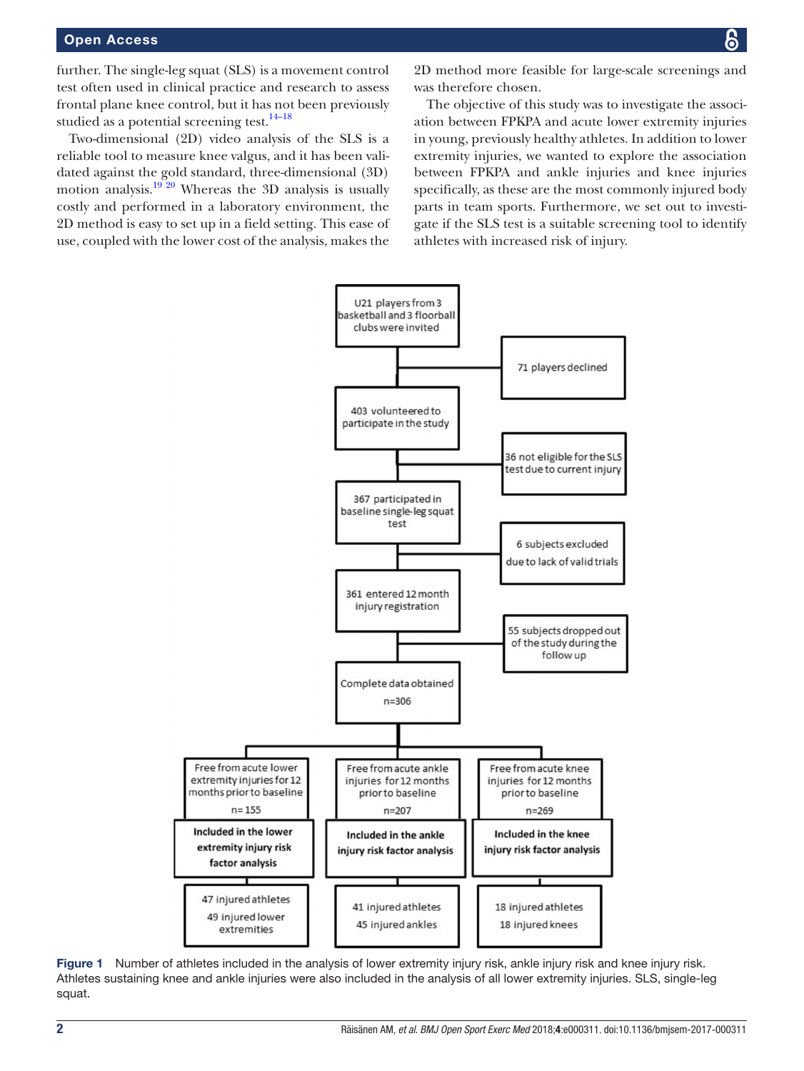further. The single-leg squat (SLS) is a movement control test often used in clinical practice and research to assess frontal plane knee control, but it has not been previously studied as a potential screening test.[14–18]

Two-dimensional (2D) video analysis of the SLS is a reliable tool to measure knee valgus, and it has been validated against the gold standard, three-dimensional (3D) motion analysis.[19 20] Whereas the 3D analysis is usually costly and performed in a laboratory environment, the 2D method is easy to set up in a field setting. This ease of use, coupled with the lower cost of the analysis, makes the 2D method more feasible for large-scale screenings and was therefore chosen.

The objective of this study was to investigate the association between FPKPA and acute lower extremity injuries in young, previously healthy athletes. In addition to lower extremity injuries, we wanted to explore the association between FPKPA and ankle injuries and knee injuries specifically, as these are the most commonly injured body parts in team sports. Furthermore, we set out to investigate if the SLS test is a suitable screening tool to identify athletes with increased risk of injury.

U21 players from 3 basketball and 3 floorball clubs were invited

71 players declined

403 volunteered to participate in the study

36 not eligible for the SLS test due to current injury

367 participated in baseline single-leg squat test

6 subjects excluded due to lack of valid trials

361 entered 12 month injury registration

55 subjects dropped out of the study during the follow up

Complete data obtained n=306

| Free from acute lower extremity injuries for 12 months prior to baseline n=155 | Free from acute ankle injuries for 12 months prior to baseline n=207 | Free from acute knee injuries for 12 months prior to baseline n=269 |
|---|---|---|
| **Included in the lower extremity injury risk factor analysis** | **Included in the ankle injury risk factor analysis** | **Included in the knee injury risk factor analysis** |
| 47 injured athletes 49 injured lower extremities | 41 injured athletes 45 injured ankles | 18 injured athletes 18 injured knees |

**Figure 1** Number of athletes included in the analysis of lower extremity injury risk, ankle injury risk and knee injury risk. Athletes sustaining knee and ankle injuries were also included in the analysis of all lower extremity injuries. SLS, single-leg squat.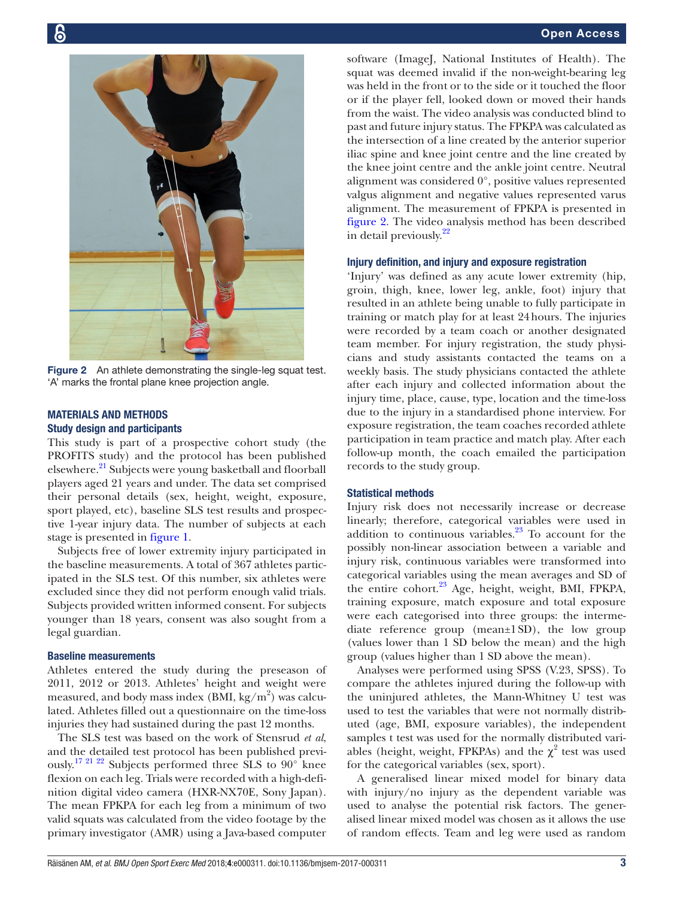Figure 2 An athlete demonstrating the single-leg squat test. 'A' marks the frontal plane knee projection angle.

## MATERIALS AND METHODS

### Study design and participants

This study is part of a prospective cohort study (the PROFITS study) and the protocol has been published elsewhere.[21] Subjects were young basketball and floorball players aged 21 years and under. The data set comprised their personal details (sex, height, weight, exposure, sport played, etc), baseline SLS test results and prospective 1-year injury data. The number of subjects at each stage is presented in figure 1.

Subjects free of lower extremity injury participated in the baseline measurements. A total of 367 athletes participated in the SLS test. Of this number, six athletes were excluded since they did not perform enough valid trials. Subjects provided written informed consent. For subjects younger than 18 years, consent was also sought from a legal guardian.

### Baseline measurements

Athletes entered the study during the preseason of 2011, 2012 or 2013. Athletes' height and weight were measured, and body mass index (BMI, kg/m$^2$) was calculated. Athletes filled out a questionnaire on the time-loss injuries they had sustained during the past 12 months.

The SLS test was based on the work of Stensrud *et al*, and the detailed test protocol has been published previously.[17 21 22] Subjects performed three SLS to 90° knee flexion on each leg. Trials were recorded with a high-definition digital video camera (HXR-NX70E, Sony Japan). The mean FPKPA for each leg from a minimum of two valid squats was calculated from the video footage by the primary investigator (AMR) using a Java-based computer software (ImageJ, National Institutes of Health). The squat was deemed invalid if the non-weight-bearing leg was held in the front or to the side or it touched the floor or if the player fell, looked down or moved their hands from the waist. The video analysis was conducted blind to past and future injury status. The FPKPA was calculated as the intersection of a line created by the anterior superior iliac spine and knee joint centre and the line created by the knee joint centre and the ankle joint centre. Neutral alignment was considered 0°, positive values represented valgus alignment and negative values represented varus alignment. The measurement of FPKPA is presented in figure 2. The video analysis method has been described in detail previously.[22]

### Injury definition, and injury and exposure registration

'Injury' was defined as any acute lower extremity (hip, groin, thigh, knee, lower leg, ankle, foot) injury that resulted in an athlete being unable to fully participate in training or match play for at least 24 hours. The injuries were recorded by a team coach or another designated team member. For injury registration, the study physicians and study assistants contacted the teams on a weekly basis. The study physicians contacted the athlete after each injury and collected information about the injury time, place, cause, type, location and the time-loss due to the injury in a standardised phone interview. For exposure registration, the team coaches recorded athlete participation in team practice and match play. After each follow-up month, the coach emailed the participation records to the study group.

### Statistical methods

Injury risk does not necessarily increase or decrease linearly; therefore, categorical variables were used in addition to continuous variables.[23] To account for the possibly non-linear association between a variable and injury risk, continuous variables were transformed into categorical variables using the mean averages and SD of the entire cohort.[23] Age, height, weight, BMI, FPKPA, training exposure, match exposure and total exposure were each categorised into three groups: the intermediate reference group (mean±1 SD), the low group (values lower than 1 SD below the mean) and the high group (values higher than 1 SD above the mean).

Analyses were performed using SPSS (V.23, SPSS). To compare the athletes injured during the follow-up with the uninjured athletes, the Mann-Whitney U test was used to test the variables that were not normally distributed (age, BMI, exposure variables), the independent samples t test was used for the normally distributed variables (height, weight, FPKPAs) and the $\chi^2$ test was used for the categorical variables (sex, sport).

A generalised linear mixed model for binary data with injury/no injury as the dependent variable was used to analyse the potential risk factors. The generalised linear mixed model was chosen as it allows the use of random effects. Team and leg were used as random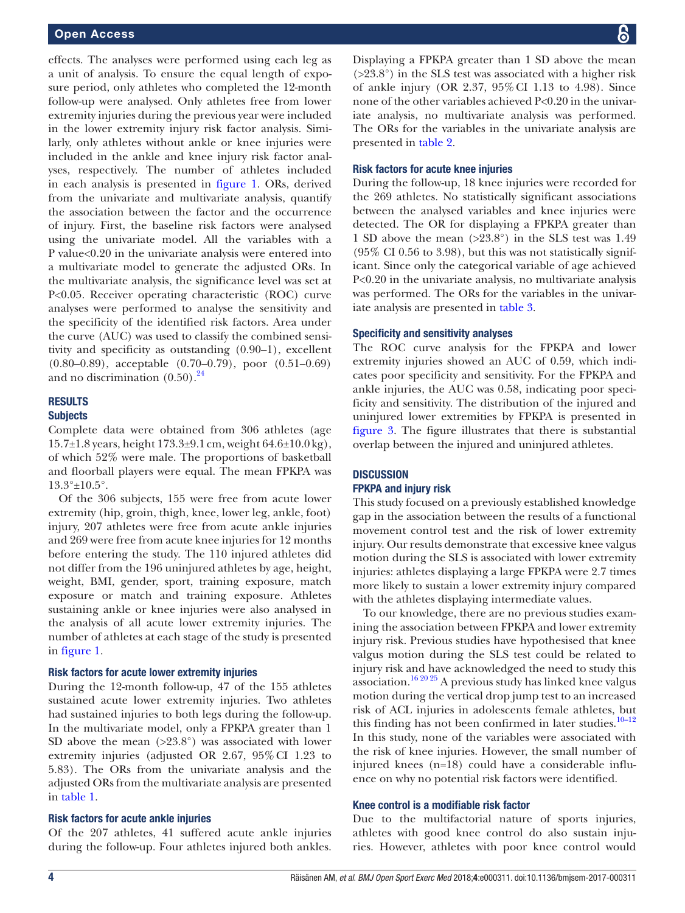effects. The analyses were performed using each leg as a unit of analysis. To ensure the equal length of exposure period, only athletes who completed the 12-month follow-up were analysed. Only athletes free from lower extremity injuries during the previous year were included in the lower extremity injury risk factor analysis. Similarly, only athletes without ankle or knee injuries were included in the ankle and knee injury risk factor analyses, respectively. The number of athletes included in each analysis is presented in figure 1. ORs, derived from the univariate and multivariate analysis, quantify the association between the factor and the occurrence of injury. First, the baseline risk factors were analysed using the univariate model. All the variables with a P value<0.20 in the univariate analysis were entered into a multivariate model to generate the adjusted ORs. In the multivariate analysis, the significance level was set at P<0.05. Receiver operating characteristic (ROC) curve analyses were performed to analyse the sensitivity and the specificity of the identified risk factors. Area under the curve (AUC) was used to classify the combined sensitivity and specificity as outstanding (0.90–1), excellent (0.80–0.89), acceptable (0.70–0.79), poor (0.51–0.69) and no discrimination (0.50).[24]

## RESULTS

### Subjects

Complete data were obtained from 306 athletes (age 15.7±1.8 years, height 173.3±9.1 cm, weight 64.6±10.0 kg), of which 52% were male. The proportions of basketball and floorball players were equal. The mean FPKPA was 13.3°±10.5°.

Of the 306 subjects, 155 were free from acute lower extremity (hip, groin, thigh, knee, lower leg, ankle, foot) injury, 207 athletes were free from acute ankle injuries and 269 were free from acute knee injuries for 12 months before entering the study. The 110 injured athletes did not differ from the 196 uninjured athletes by age, height, weight, BMI, gender, sport, training exposure, match exposure or match and training exposure. Athletes sustaining ankle or knee injuries were also analysed in the analysis of all acute lower extremity injuries. The number of athletes at each stage of the study is presented in figure 1.

### Risk factors for acute lower extremity injuries

During the 12-month follow-up, 47 of the 155 athletes sustained acute lower extremity injuries. Two athletes had sustained injuries to both legs during the follow-up. In the multivariate model, only a FPKPA greater than 1 SD above the mean (>23.8°) was associated with lower extremity injuries (adjusted OR 2.67, 95% CI 1.23 to 5.83). The ORs from the univariate analysis and the adjusted ORs from the multivariate analysis are presented in table 1.

### Risk factors for acute ankle injuries

Of the 207 athletes, 41 suffered acute ankle injuries during the follow-up. Four athletes injured both ankles. Displaying a FPKPA greater than 1 SD above the mean (>23.8°) in the SLS test was associated with a higher risk of ankle injury (OR 2.37, 95% CI 1.13 to 4.98). Since none of the other variables achieved P<0.20 in the univariate analysis, no multivariate analysis was performed. The ORs for the variables in the univariate analysis are presented in table 2.

### Risk factors for acute knee injuries

During the follow-up, 18 knee injuries were recorded for the 269 athletes. No statistically significant associations between the analysed variables and knee injuries were detected. The OR for displaying a FPKPA greater than 1 SD above the mean (>23.8°) in the SLS test was 1.49 (95% CI 0.56 to 3.98), but this was not statistically significant. Since only the categorical variable of age achieved P<0.20 in the univariate analysis, no multivariate analysis was performed. The ORs for the variables in the univariate analysis are presented in table 3.

### Specificity and sensitivity analyses

The ROC curve analysis for the FPKPA and lower extremity injuries showed an AUC of 0.59, which indicates poor specificity and sensitivity. For the FPKPA and ankle injuries, the AUC was 0.58, indicating poor specificity and sensitivity. The distribution of the injured and uninjured lower extremities by FPKPA is presented in figure 3. The figure illustrates that there is substantial overlap between the injured and uninjured athletes.

## DISCUSSION

### FPKPA and injury risk

This study focused on a previously established knowledge gap in the association between the results of a functional movement control test and the risk of lower extremity injury. Our results demonstrate that excessive knee valgus motion during the SLS is associated with lower extremity injuries: athletes displaying a large FPKPA were 2.7 times more likely to sustain a lower extremity injury compared with the athletes displaying intermediate values.

To our knowledge, there are no previous studies examining the association between FPKPA and lower extremity injury risk. Previous studies have hypothesised that knee valgus motion during the SLS test could be related to injury risk and have acknowledged the need to study this association.[16 20 25] A previous study has linked knee valgus motion during the vertical drop jump test to an increased risk of ACL injuries in adolescents female athletes, but this finding has not been confirmed in later studies.[10–12] In this study, none of the variables were associated with the risk of knee injuries. However, the small number of injured knees (n=18) could have a considerable influence on why no potential risk factors were identified.

### Knee control is a modifiable risk factor

Due to the multifactorial nature of sports injuries, athletes with good knee control do also sustain injuries. However, athletes with poor knee control would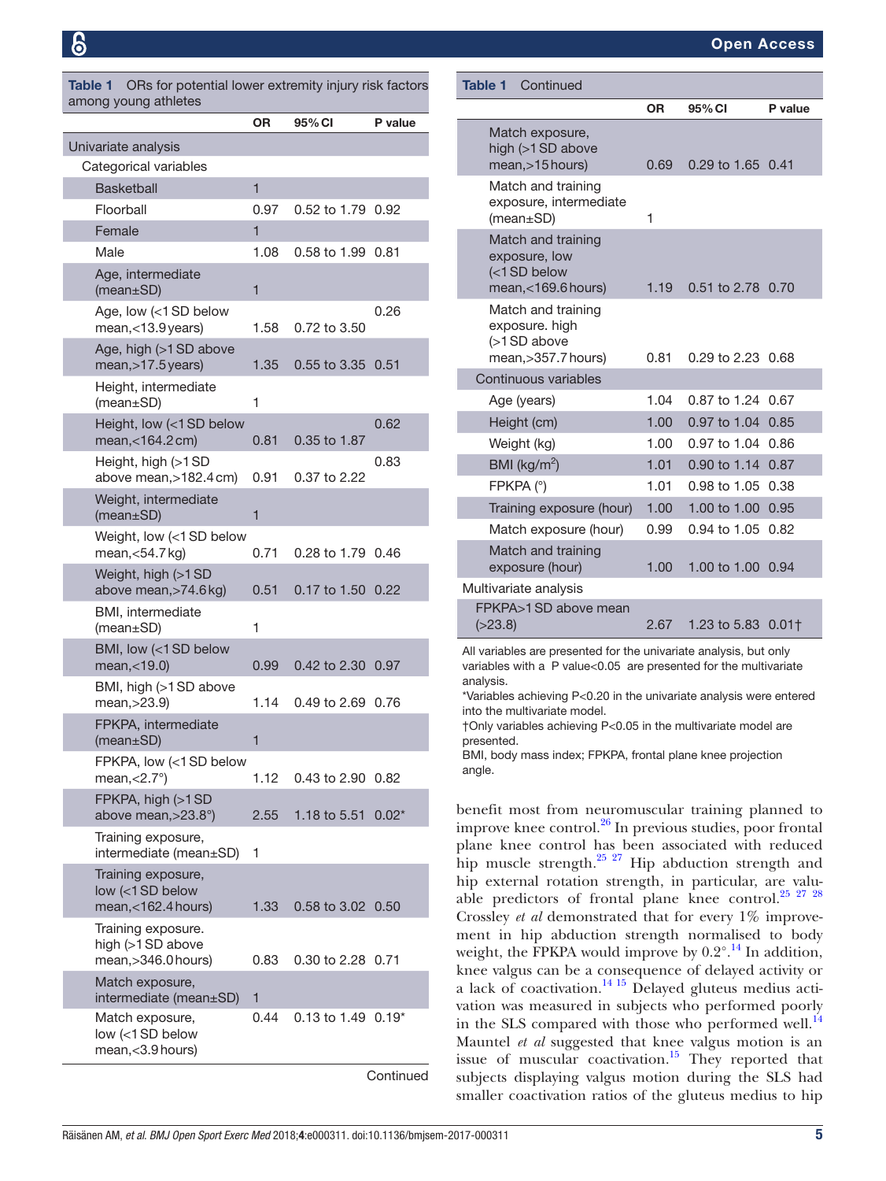**Table 1** ORs for potential lower extremity injury risk factors among young athletes

| | OR | 95% CI | P value |
|---|---|---|---|
| **Univariate analysis** | | | |
| Categorical variables | | | |
| Basketball | 1 | | |
| Floorball | 0.97 | 0.52 to 1.79 | 0.92 |
| Female | 1 | | |
| Male | 1.08 | 0.58 to 1.99 | 0.81 |
| Age, intermediate (mean±SD) | 1 | | |
| Age, low (<1 SD below mean,<13.9 years) | 1.58 | 0.72 to 3.50 | 0.26 |
| Age, high (>1 SD above mean,>17.5 years) | 1.35 | 0.55 to 3.35 | 0.51 |
| Height, intermediate (mean±SD) | 1 | | |
| Height, low (<1 SD below mean,<164.2 cm) | 0.81 | 0.35 to 1.87 | 0.62 |
| Height, high (>1 SD above mean,>182.4 cm) | 0.91 | 0.37 to 2.22 | 0.83 |
| Weight, intermediate (mean±SD) | 1 | | |
| Weight, low (<1 SD below mean,<54.7 kg) | 0.71 | 0.28 to 1.79 | 0.46 |
| Weight, high (>1 SD above mean,>74.6 kg) | 0.51 | 0.17 to 1.50 | 0.22 |
| BMI, intermediate (mean±SD) | 1 | | |
| BMI, low (<1 SD below mean,<19.0) | 0.99 | 0.42 to 2.30 | 0.97 |
| BMI, high (>1 SD above mean,>23.9) | 1.14 | 0.49 to 2.69 | 0.76 |
| FPKPA, intermediate (mean±SD) | 1 | | |
| FPKPA, low (<1 SD below mean,<2.7°) | 1.12 | 0.43 to 2.90 | 0.82 |
| FPKPA, high (>1 SD above mean,>23.8°) | 2.55 | 1.18 to 5.51 | 0.02* |
| Training exposure, intermediate (mean±SD) | 1 | | |
| Training exposure, low (<1 SD below mean,<162.4 hours) | 1.33 | 0.58 to 3.02 | 0.50 |
| Training exposure. high (>1 SD above mean,>346.0 hours) | 0.83 | 0.30 to 2.28 | 0.71 |
| Match exposure, intermediate (mean±SD) | 1 | | |
| Match exposure, low (<1 SD below mean,<3.9 hours) | 0.44 | 0.13 to 1.49 | 0.19* |
| Match exposure, high (>1 SD above mean,>15 hours) | 0.69 | 0.29 to 1.65 | 0.41 |
| Match and training exposure, intermediate (mean±SD) | 1 | | |
| Match and training exposure, low (<1 SD below mean,<169.6 hours) | 1.19 | 0.51 to 2.78 | 0.70 |
| Match and training exposure. high (>1 SD above mean,>357.7 hours) | 0.81 | 0.29 to 2.23 | 0.68 |
| Continuous variables | | | |
| Age (years) | 1.04 | 0.87 to 1.24 | 0.67 |
| Height (cm) | 1.00 | 0.97 to 1.04 | 0.85 |
| Weight (kg) | 1.00 | 0.97 to 1.04 | 0.86 |
| BMI (kg/m$^2$) | 1.01 | 0.90 to 1.14 | 0.87 |
| FPKPA (°) | 1.01 | 0.98 to 1.05 | 0.38 |
| Training exposure (hour) | 1.00 | 1.00 to 1.00 | 0.95 |
| Match exposure (hour) | 0.99 | 0.94 to 1.05 | 0.82 |
| Match and training exposure (hour) | 1.00 | 1.00 to 1.00 | 0.94 |
| **Multivariate analysis** | | | |
| FPKPA>1 SD above mean (>23.8) | 2.67 | 1.23 to 5.83 | 0.01† |

All variables are presented for the univariate analysis, but only variables with a P value<0.05 are presented for the multivariate analysis.
*Variables achieving P<0.20 in the univariate analysis were entered into the multivariate model.
†Only variables achieving P<0.05 in the multivariate model are presented.
BMI, body mass index; FPKPA, frontal plane knee projection angle.

benefit most from neuromuscular training planned to improve knee control.[26] In previous studies, poor frontal plane knee control has been associated with reduced hip muscle strength.[25 27] Hip abduction strength and hip external rotation strength, in particular, are valuable predictors of frontal plane knee control.[25 27 28] Crossley *et al* demonstrated that for every 1% improvement in hip abduction strength normalised to body weight, the FPKPA would improve by 0.2°.[14] In addition, knee valgus can be a consequence of delayed activity or a lack of coactivation.[14 15] Delayed gluteus medius activation was measured in subjects who performed poorly in the SLS compared with those who performed well.[14] Mauntel *et al* suggested that knee valgus motion is an issue of muscular coactivation.[15] They reported that subjects displaying valgus motion during the SLS had smaller coactivation ratios of the gluteus medius to hip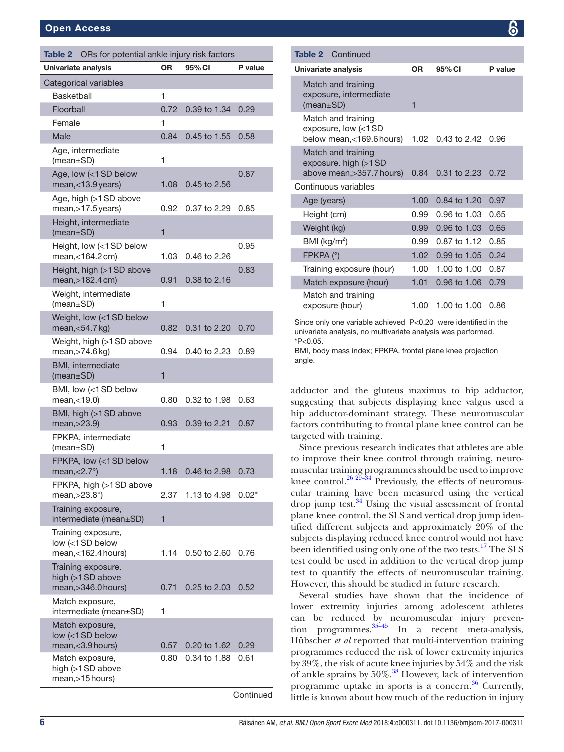**Table 2** ORs for potential ankle injury risk factors

| Univariate analysis | OR | 95% CI | P value |
|---|---|---|---|
| Categorical variables | | | |
| Basketball | 1 | | |
| Floorball | 0.72 | 0.39 to 1.34 | 0.29 |
| Female | 1 | | |
| Male | 0.84 | 0.45 to 1.55 | 0.58 |
| Age, intermediate (mean±SD) | 1 | | |
| Age, low (<1 SD below mean,<13.9 years) | 1.08 | 0.45 to 2.56 | 0.87 |
| Age, high (>1 SD above mean,>17.5 years) | 0.92 | 0.37 to 2.29 | 0.85 |
| Height, intermediate (mean±SD) | 1 | | |
| Height, low (<1 SD below mean,<164.2 cm) | 1.03 | 0.46 to 2.26 | 0.95 |
| Height, high (>1 SD above mean,>182.4 cm) | 0.91 | 0.38 to 2.16 | 0.83 |
| Weight, intermediate (mean±SD) | 1 | | |
| Weight, low (<1 SD below mean,<54.7 kg) | 0.82 | 0.31 to 2.20 | 0.70 |
| Weight, high (>1 SD above mean,>74.6 kg) | 0.94 | 0.40 to 2.23 | 0.89 |
| BMI, intermediate (mean±SD) | 1 | | |
| BMI, low (<1 SD below mean,<19.0) | 0.80 | 0.32 to 1.98 | 0.63 |
| BMI, high (>1 SD above mean,>23.9) | 0.93 | 0.39 to 2.21 | 0.87 |
| FPKPA, intermediate (mean±SD) | 1 | | |
| FPKPA, low (<1 SD below mean,<2.7°) | 1.18 | 0.46 to 2.98 | 0.73 |
| FPKPA, high (>1 SD above mean,>23.8°) | 2.37 | 1.13 to 4.98 | 0.02* |
| Training exposure, intermediate (mean±SD) | 1 | | |
| Training exposure, low (<1 SD below mean,<162.4 hours) | 1.14 | 0.50 to 2.60 | 0.76 |
| Training exposure. high (>1 SD above mean,>346.0 hours) | 0.71 | 0.25 to 2.03 | 0.52 |
| Match exposure, intermediate (mean±SD) | 1 | | |
| Match exposure, low (<1 SD below mean,<3.9 hours) | 0.57 | 0.20 to 1.62 | 0.29 |
| Match exposure, high (>1 SD above mean,>15 hours) | 0.80 | 0.34 to 1.88 | 0.61 |
| Match and training exposure, intermediate (mean±SD) | 1 | | |
| Match and training exposure, low (<1 SD below mean,<169.6 hours) | 1.02 | 0.43 to 2.42 | 0.96 |
| Match and training exposure. high (>1 SD above mean,>357.7 hours) | 0.84 | 0.31 to 2.23 | 0.72 |
| Continuous variables | | | |
| Age (years) | 1.00 | 0.84 to 1.20 | 0.97 |
| Height (cm) | 0.99 | 0.96 to 1.03 | 0.65 |
| Weight (kg) | 0.99 | 0.96 to 1.03 | 0.65 |
| BMI (kg/m$^2$) | 0.99 | 0.87 to 1.12 | 0.85 |
| FPKPA (°) | 1.02 | 0.99 to 1.05 | 0.24 |
| Training exposure (hour) | 1.00 | 1.00 to 1.00 | 0.87 |
| Match exposure (hour) | 1.01 | 0.96 to 1.06 | 0.79 |
| Match and training exposure (hour) | 1.00 | 1.00 to 1.00 | 0.86 |

Since only one variable achieved P<0.20 were identified in the univariate analysis, no multivariate analysis was performed.
*P<0.05.
BMI, body mass index; FPKPA, frontal plane knee projection angle.

adductor and the gluteus maximus to hip adductor, suggesting that subjects displaying knee valgus used a hip adductor-dominant strategy. These neuromuscular factors contributing to frontal plane knee control can be targeted with training.

Since previous research indicates that athletes are able to improve their knee control through training, neuromuscular training programmes should be used to improve knee control.[26 29–34] Previously, the effects of neuromuscular training have been measured using the vertical drop jump test.[34] Using the visual assessment of frontal plane knee control, the SLS and vertical drop jump identified different subjects and approximately 20% of the subjects displaying reduced knee control would not have been identified using only one of the two tests.[17] The SLS test could be used in addition to the vertical drop jump test to quantify the effects of neuromuscular training. However, this should be studied in future research.

Several studies have shown that the incidence of lower extremity injuries among adolescent athletes can be reduced by neuromuscular injury prevention programmes.[35–45] In a recent meta-analysis, Hübscher *et al* reported that multi-intervention training programmes reduced the risk of lower extremity injuries by 39%, the risk of acute knee injuries by 54% and the risk of ankle sprains by 50%.[38] However, lack of intervention programme uptake in sports is a concern.[36] Currently, little is known about how much of the reduction in injury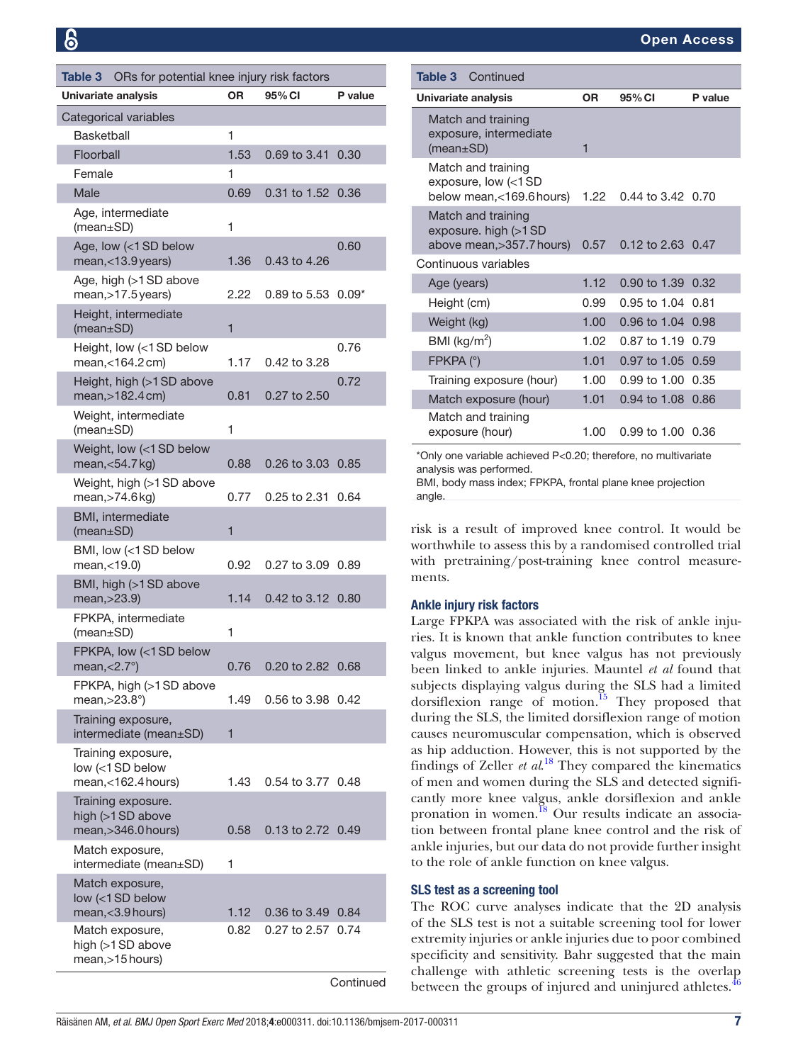**Table 3** ORs for potential knee injury risk factors

| Univariate analysis | OR | 95% CI | P value |
|---|---|---|---|
| Categorical variables | | | |
| Basketball | 1 | | |
| Floorball | 1.53 | 0.69 to 3.41 | 0.30 |
| Female | 1 | | |
| Male | 0.69 | 0.31 to 1.52 | 0.36 |
| Age, intermediate (mean±SD) | 1 | | |
| Age, low (<1 SD below mean,<13.9 years) | 1.36 | 0.43 to 4.26 | 0.60 |
| Age, high (>1 SD above mean,>17.5 years) | 2.22 | 0.89 to 5.53 | 0.09* |
| Height, intermediate (mean±SD) | 1 | | |
| Height, low (<1 SD below mean,<164.2 cm) | 1.17 | 0.42 to 3.28 | 0.76 |
| Height, high (>1 SD above mean,>182.4 cm) | 0.81 | 0.27 to 2.50 | 0.72 |
| Weight, intermediate (mean±SD) | 1 | | |
| Weight, low (<1 SD below mean,<54.7 kg) | 0.88 | 0.26 to 3.03 | 0.85 |
| Weight, high (>1 SD above mean,>74.6 kg) | 0.77 | 0.25 to 2.31 | 0.64 |
| BMI, intermediate (mean±SD) | 1 | | |
| BMI, low (<1 SD below mean,<19.0) | 0.92 | 0.27 to 3.09 | 0.89 |
| BMI, high (>1 SD above mean,>23.9) | 1.14 | 0.42 to 3.12 | 0.80 |
| FPKPA, intermediate (mean±SD) | 1 | | |
| FPKPA, low (<1 SD below mean,<2.7°) | 0.76 | 0.20 to 2.82 | 0.68 |
| FPKPA, high (>1 SD above mean,>23.8°) | 1.49 | 0.56 to 3.98 | 0.42 |
| Training exposure, intermediate (mean±SD) | 1 | | |
| Training exposure, low (<1 SD below mean,<162.4 hours) | 1.43 | 0.54 to 3.77 | 0.48 |
| Training exposure. high (>1 SD above mean,>346.0 hours) | 0.58 | 0.13 to 2.72 | 0.49 |
| Match exposure, intermediate (mean±SD) | 1 | | |
| Match exposure, low (<1 SD below mean,<3.9 hours) | 1.12 | 0.36 to 3.49 | 0.84 |
| Match exposure, high (>1 SD above mean,>15 hours) | 0.82 | 0.27 to 2.57 | 0.74 |
| Match and training exposure, intermediate (mean±SD) | 1 | | |
| Match and training exposure, low (<1 SD below mean,<169.6 hours) | 1.22 | 0.44 to 3.42 | 0.70 |
| Match and training exposure. high (>1 SD above mean,>357.7 hours) | 0.57 | 0.12 to 2.63 | 0.47 |
| Continuous variables | | | |
| Age (years) | 1.12 | 0.90 to 1.39 | 0.32 |
| Height (cm) | 0.99 | 0.95 to 1.04 | 0.81 |
| Weight (kg) | 1.00 | 0.96 to 1.04 | 0.98 |
| BMI (kg/m$^2$) | 1.02 | 0.87 to 1.19 | 0.79 |
| FPKPA (°) | 1.01 | 0.97 to 1.05 | 0.59 |
| Training exposure (hour) | 1.00 | 0.99 to 1.00 | 0.35 |
| Match exposure (hour) | 1.01 | 0.94 to 1.08 | 0.86 |
| Match and training exposure (hour) | 1.00 | 0.99 to 1.00 | 0.36 |

*Only one variable achieved P<0.20; therefore, no multivariate analysis was performed.
BMI, body mass index; FPKPA, frontal plane knee projection angle.

risk is a result of improved knee control. It would be worthwhile to assess this by a randomised controlled trial with pretraining/post-training knee control measurements.

### Ankle injury risk factors

Large FPKPA was associated with the risk of ankle injuries. It is known that ankle function contributes to knee valgus movement, but knee valgus has not previously been linked to ankle injuries. Mauntel *et al* found that subjects displaying valgus during the SLS had a limited dorsiflexion range of motion.[15] They proposed that during the SLS, the limited dorsiflexion range of motion causes neuromuscular compensation, which is observed as hip adduction. However, this is not supported by the findings of Zeller *et al*.[18] They compared the kinematics of men and women during the SLS and detected significantly more knee valgus, ankle dorsiflexion and ankle pronation in women.[18] Our results indicate an association between frontal plane knee control and the risk of ankle injuries, but our data do not provide further insight to the role of ankle function on knee valgus.

### SLS test as a screening tool

The ROC curve analyses indicate that the 2D analysis of the SLS test is not a suitable screening tool for lower extremity injuries or ankle injuries due to poor combined specificity and sensitivity. Bahr suggested that the main challenge with athletic screening tests is the overlap between the groups of injured and uninjured athletes.[46]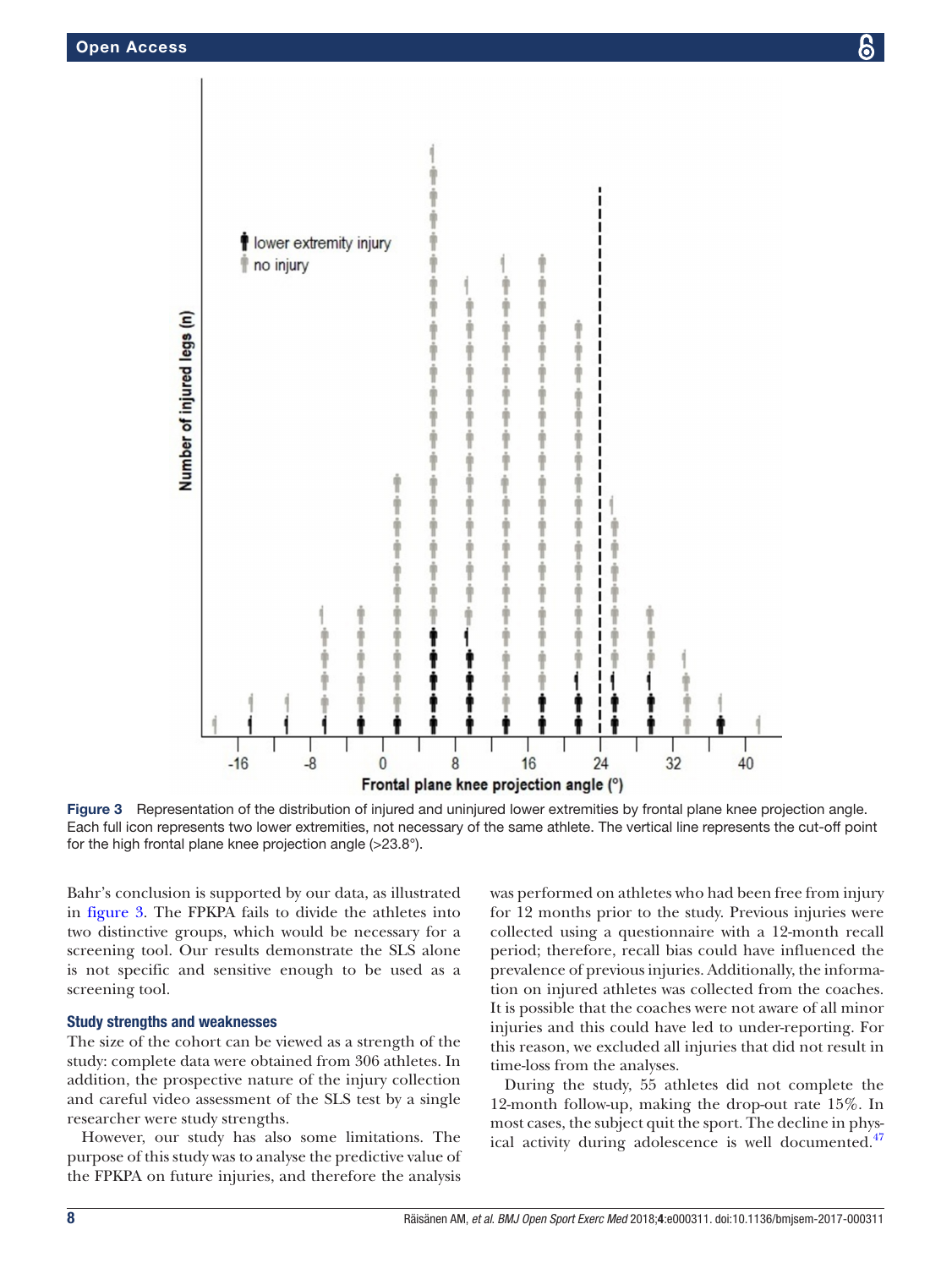Figure 3 Representation of the distribution of injured and uninjured lower extremities by frontal plane knee projection angle. Each full icon represents two lower extremities, not necessary of the same athlete. The vertical line represents the cut-off point for the high frontal plane knee projection angle (>23.8°).

Bahr's conclusion is supported by our data, as illustrated in figure 3. The FPKPA fails to divide the athletes into two distinctive groups, which would be necessary for a screening tool. Our results demonstrate the SLS alone is not specific and sensitive enough to be used as a screening tool.

### Study strengths and weaknesses

The size of the cohort can be viewed as a strength of the study: complete data were obtained from 306 athletes. In addition, the prospective nature of the injury collection and careful video assessment of the SLS test by a single researcher were study strengths.

However, our study has also some limitations. The purpose of this study was to analyse the predictive value of the FPKPA on future injuries, and therefore the analysis was performed on athletes who had been free from injury for 12 months prior to the study. Previous injuries were collected using a questionnaire with a 12-month recall period; therefore, recall bias could have influenced the prevalence of previous injuries. Additionally, the information on injured athletes was collected from the coaches. It is possible that the coaches were not aware of all minor injuries and this could have led to under-reporting. For this reason, we excluded all injuries that did not result in time-loss from the analyses.

During the study, 55 athletes did not complete the 12-month follow-up, making the drop-out rate 15%. In most cases, the subject quit the sport. The decline in physical activity during adolescence is well documented.[47]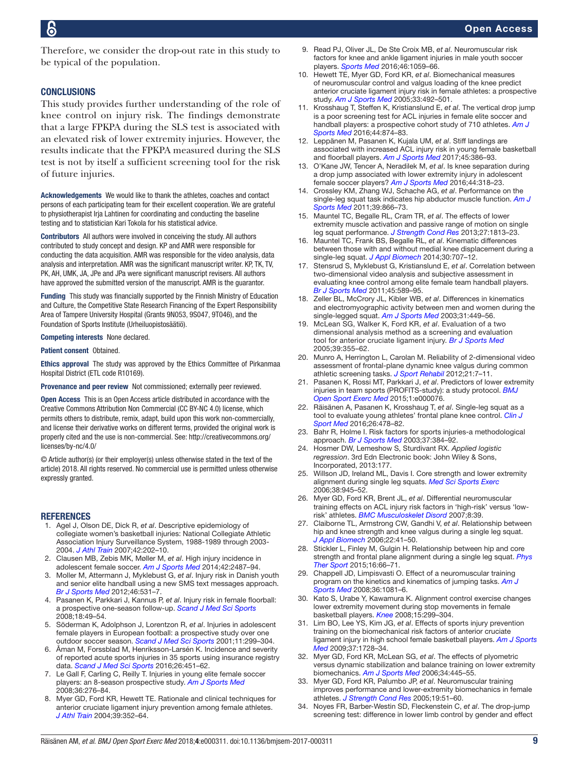Therefore, we consider the drop-out rate in this study to be typical of the population.

## CONCLUSIONS

This study provides further understanding of the role of knee control on injury risk. The findings demonstrate that a large FPKPA during the SLS test is associated with an elevated risk of lower extremity injuries. However, the results indicate that the FPKPA measured during the SLS test is not by itself a sufficient screening tool for the risk of future injuries.

**Acknowledgements** We would like to thank the athletes, coaches and contact persons of each participating team for their excellent cooperation. We are grateful to physiotherapist Irja Lahtinen for coordinating and conducting the baseline testing and to statistician Kari Tokola for his statistical advice.

**Contributors** All authors were involved in conceiving the study. All authors contributed to study concept and design. KP and AMR were responsible for conducting the data acquisition. AMR was responsible for the video analysis, data analysis and interpretation. AMR was the significant manuscript writer. KP, TK, TV, PK, AH, UMK, JA, JPe and JPa were significant manuscript revisers. All authors have approved the submitted version of the manuscript. AMR is the guarantor.

**Funding** This study was financially supported by the Finnish Ministry of Education and Culture, the Competitive State Research Financing of the Expert Responsibility Area of Tampere University Hospital (Grants 9N053, 9S047, 9T046), and the Foundation of Sports Institute (Urheiluopistosäätiö).

**Competing interests** None declared.

**Patient consent** Obtained.

**Ethics approval** The study was approved by the Ethics Committee of Pirkanmaa Hospital District (ETL code R10169).

**Provenance and peer review** Not commissioned; externally peer reviewed.

**Open Access** This is an Open Access article distributed in accordance with the Creative Commons Attribution Non Commercial (CC BY-NC 4.0) license, which permits others to distribute, remix, adapt, build upon this work non-commercially, and license their derivative works on different terms, provided the original work is properly cited and the use is non-commercial. See: http://creativecommons.org/licenses/by-nc/4.0/

© Article author(s) (or their employer(s) unless otherwise stated in the text of the article) 2018. All rights reserved. No commercial use is permitted unless otherwise expressly granted.

## REFERENCES

1. Agel J, Olson DE, Dick R, *et al*. Descriptive epidemiology of collegiate women's basketball injuries: National Collegiate Athletic Association Injury Surveillance System, 1988-1989 through 2003-2004. *J Athl Train* 2007;42:202–10.
2. Clausen MB, Zebis MK, Møller M, *et al*. High injury incidence in adolescent female soccer. *Am J Sports Med* 2014;42:2487–94.
3. Moller M, Attermann J, Myklebust G, *et al*. Injury risk in Danish youth and senior elite handball using a new SMS text messages approach. *Br J Sports Med* 2012;46:531–7.
4. Pasanen K, Parkkari J, Kannus P, *et al*. Injury risk in female floorball: a prospective one-season follow-up. *Scand J Med Sci Sports* 2008;18:49–54.
5. Söderman K, Adolphson J, Lorentzon R, *et al*. Injuries in adolescent female players in European football: a prospective study over one outdoor soccer season. *Scand J Med Sci Sports* 2001;11:299–304.
6. Åman M, Forssblad M, Henriksson-Larsén K. Incidence and severity of reported acute sports injuries in 35 sports using insurance registry data. *Scand J Med Sci Sports* 2016;26:451–62.
7. Le Gall F, Carling C, Reilly T. Injuries in young elite female soccer players: an 8-season prospective study. *Am J Sports Med* 2008;36:276–84.
8. Myer GD, Ford KR, Hewett TE. Rationale and clinical techniques for anterior cruciate ligament injury prevention among female athletes. *J Athl Train* 2004;39:352–64.
9. Read PJ, Oliver JL, De Ste Croix MB, *et al*. Neuromuscular risk factors for knee and ankle ligament injuries in male youth soccer players. *Sports Med* 2016;46:1059–66.
10. Hewett TE, Myer GD, Ford KR, *et al*. Biomechanical measures of neuromuscular control and valgus loading of the knee predict anterior cruciate ligament injury risk in female athletes: a prospective study. *Am J Sports Med* 2005;33:492–501.
11. Krosshaug T, Steffen K, Kristianslund E, *et al*. The vertical drop jump is a poor screening test for ACL injuries in female elite soccer and handball players: a prospective cohort study of 710 athletes. *Am J Sports Med* 2016;44:874–83.
12. Leppänen M, Pasanen K, Kujala UM, *et al*. Stiff landings are associated with increased ACL injury risk in young female basketball and floorball players. *Am J Sports Med* 2017;45:386–93.
13. O'Kane JW, Tencer A, Neradilek M, *et al*. Is knee separation during a drop jump associated with lower extremity injury in adolescent female soccer players? *Am J Sports Med* 2016;44:318–23.
14. Crossley KM, Zhang WJ, Schache AG, *et al*. Performance on the single-leg squat task indicates hip abductor muscle function. *Am J Sports Med* 2011;39:866–73.
15. Mauntel TC, Begalle RL, Cram TR, *et al*. The effects of lower extremity muscle activation and passive range of motion on single leg squat performance. *J Strength Cond Res* 2013;27:1813–23.
16. Mauntel TC, Frank BS, Begalle RL, *et al*. Kinematic differences between those with and without medial knee displacement during a single-leg squat. *J Appl Biomech* 2014;30:707–12.
17. Stensrud S, Myklebust G, Kristianslund E, *et al*. Correlation between two-dimensional video analysis and subjective assessment in evaluating knee control among elite female team handball players. *Br J Sports Med* 2011;45:589–95.
18. Zeller BL, McCrory JL, Kibler WB, *et al*. Differences in kinematics and electromyographic activity between men and women during the single-legged squat. *Am J Sports Med* 2003;31:449–56.
19. McLean SG, Walker K, Ford KR, *et al*. Evaluation of a two dimensional analysis method as a screening and evaluation tool for anterior cruciate ligament injury. *Br J Sports Med* 2005;39:355–62.
20. Munro A, Herrington L, Carolan M. Reliability of 2-dimensional video assessment of frontal-plane dynamic knee valgus during common athletic screening tasks. *J Sport Rehabil* 2012;21:7–11.
21. Pasanen K, Rossi MT, Parkkari J, *et al*. Predictors of lower extremity injuries in team sports (PROFITS-study): a study protocol. *BMJ Open Sport Exerc Med* 2015;1:e000076.
22. Räisänen A, Pasanen K, Krosshaug T, *et al*. Single-leg squat as a tool to evaluate young athletes' frontal plane knee control. *Clin J Sport Med* 2016;26:478–82.
23. Bahr R, Holme I. Risk factors for sports injuries-a methodological approach. *Br J Sports Med* 2003;37:384–92.
24. Hosmer DW, Lemeshow S, Sturdivant RX. *Applied logistic regression*. 3rd Edn Electronic book: John Wiley & Sons, Incorporated, 2013:177.
25. Willson JD, Ireland ML, Davis I. Core strength and lower extremity alignment during single leg squats. *Med Sci Sports Exerc* 2006;38:945–52.
26. Myer GD, Ford KR, Brent JL, *et al*. Differential neuromuscular training effects on ACL injury risk factors in 'high-risk' versus 'low-risk' athletes. *BMC Musculoskelet Disord* 2007;8:39.
27. Claiborne TL, Armstrong CW, Gandhi V, *et al*. Relationship between hip and knee strength and knee valgus during a single leg squat. *J Appl Biomech* 2006;22:41–50.
28. Stickler L, Finley M, Gulgin H. Relationship between hip and core strength and frontal plane alignment during a single leg squat. *Phys Ther Sport* 2015;16:66–71.
29. Chappell JD, Limpisvasti O. Effect of a neuromuscular training program on the kinetics and kinematics of jumping tasks. *Am J Sports Med* 2008;36:1081–6.
30. Kato S, Urabe Y, Kawamura K. Alignment control exercise changes lower extremity movement during stop movements in female basketball players. *Knee* 2008;15:299–304.
31. Lim BO, Lee YS, Kim JG, *et al*. Effects of sports injury prevention training on the biomechanical risk factors of anterior cruciate ligament injury in high school female basketball players. *Am J Sports Med* 2009;37:1728–34.
32. Myer GD, Ford KR, McLean SG, *et al*. The effects of plyometric versus dynamic stabilization and balance training on lower extremity biomechanics. *Am J Sports Med* 2006;34:445–55.
33. Myer GD, Ford KR, Palumbo JP, *et al*. Neuromuscular training improves performance and lower-extremity biomechanics in female athletes. *J Strength Cond Res* 2005;19:51–60.
34. Noyes FR, Barber-Westin SD, Fleckenstein C, *et al*. The drop-jump screening test: difference in lower limb control by gender and effect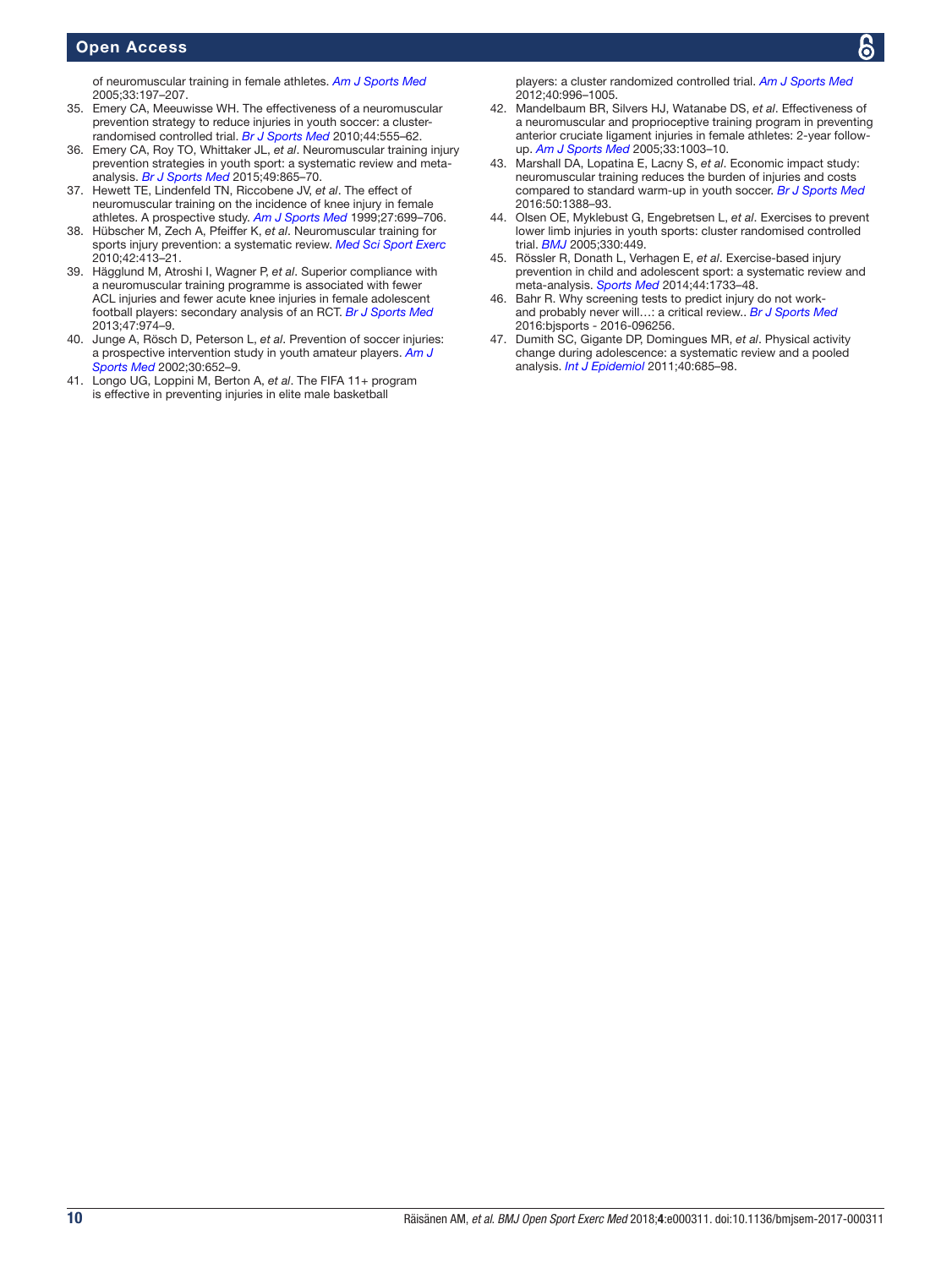of neuromuscular training in female athletes. *Am J Sports Med* 2005;33:197–207.

35. Emery CA, Meeuwisse WH. The effectiveness of a neuromuscular prevention strategy to reduce injuries in youth soccer: a cluster-randomised controlled trial. *Br J Sports Med* 2010;44:555–62.
36. Emery CA, Roy TO, Whittaker JL, *et al*. Neuromuscular training injury prevention strategies in youth sport: a systematic review and meta-analysis. *Br J Sports Med* 2015;49:865–70.
37. Hewett TE, Lindenfeld TN, Riccobene JV, *et al*. The effect of neuromuscular training on the incidence of knee injury in female athletes. A prospective study. *Am J Sports Med* 1999;27:699–706.
38. Hübscher M, Zech A, Pfeiffer K, *et al*. Neuromuscular training for sports injury prevention: a systematic review. *Med Sci Sport Exerc* 2010;42:413–21.
39. Hägglund M, Atroshi I, Wagner P, *et al*. Superior compliance with a neuromuscular training programme is associated with fewer ACL injuries and fewer acute knee injuries in female adolescent football players: secondary analysis of an RCT. *Br J Sports Med* 2013;47:974–9.
40. Junge A, Rösch D, Peterson L, *et al*. Prevention of soccer injuries: a prospective intervention study in youth amateur players. *Am J Sports Med* 2002;30:652–9.
41. Longo UG, Loppini M, Berton A, *et al*. The FIFA 11+ program is effective in preventing injuries in elite male basketball players: a cluster randomized controlled trial. *Am J Sports Med* 2012;40:996–1005.
42. Mandelbaum BR, Silvers HJ, Watanabe DS, *et al*. Effectiveness of a neuromuscular and proprioceptive training program in preventing anterior cruciate ligament injuries in female athletes: 2-year follow-up. *Am J Sports Med* 2005;33:1003–10.
43. Marshall DA, Lopatina E, Lacny S, *et al*. Economic impact study: neuromuscular training reduces the burden of injuries and costs compared to standard warm-up in youth soccer. *Br J Sports Med* 2016:50:1388–93.
44. Olsen OE, Myklebust G, Engebretsen L, *et al*. Exercises to prevent lower limb injuries in youth sports: cluster randomised controlled trial. *BMJ* 2005;330:449.
45. Rössler R, Donath L, Verhagen E, *et al*. Exercise-based injury prevention in child and adolescent sport: a systematic review and meta-analysis. *Sports Med* 2014;44:1733–48.
46. Bahr R. Why screening tests to predict injury do not work-and probably never will…: a critical review.. *Br J Sports Med* 2016:bjsports - 2016-096256.
47. Dumith SC, Gigante DP, Domingues MR, *et al*. Physical activity change during adolescence: a systematic review and a pooled analysis. *Int J Epidemiol* 2011;40:685–98.